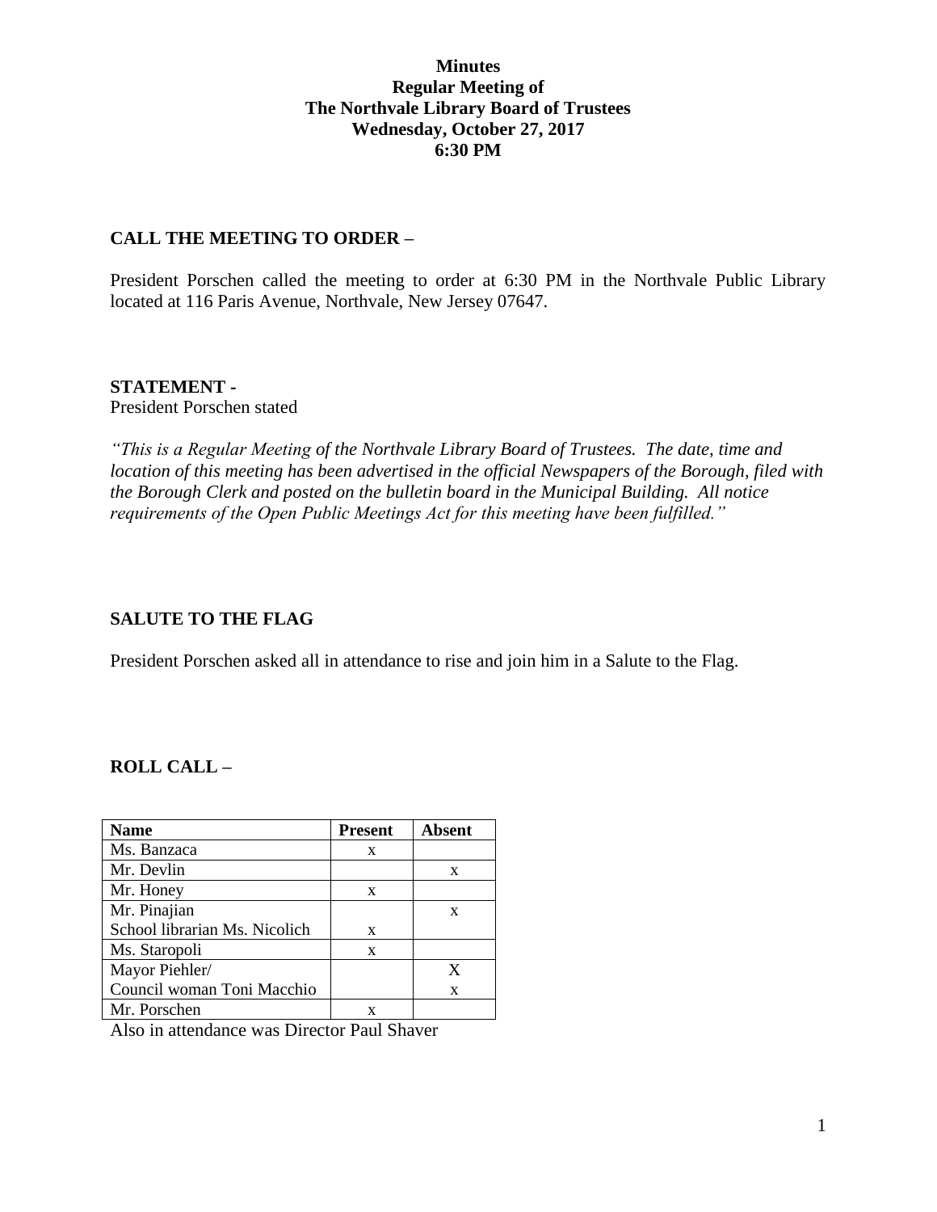**Minutes**
**Regular Meeting of**
**The Northvale Library Board of Trustees**
**Wednesday, October 27, 2017**
**6:30 PM**

**CALL THE MEETING TO ORDER –**

President Porschen called the meeting to order at 6:30 PM in the Northvale Public Library located at 116 Paris Avenue, Northvale, New Jersey 07647.

**STATEMENT -**
President Porschen stated

*"This is a Regular Meeting of the Northvale Library Board of Trustees. The date, time and location of this meeting has been advertised in the official Newspapers of the Borough, filed with the Borough Clerk and posted on the bulletin board in the Municipal Building. All notice requirements of the Open Public Meetings Act for this meeting have been fulfilled."*

**SALUTE TO THE FLAG**

President Porschen asked all in attendance to rise and join him in a Salute to the Flag.

**ROLL CALL –**

| Name | Present | Absent |
|---|---|---|
| Ms. Banzaca | x | |
| Mr. Devlin | | x |
| Mr. Honey | x | |
| Mr. Pinajian | | x |
| School librarian Ms. Nicolich | x | |
| Ms. Staropoli | x | |
| Mayor Piehler/ | | X |
| Council woman Toni Macchio | | x |
| Mr. Porschen | x | |

Also in attendance was Director Paul Shaver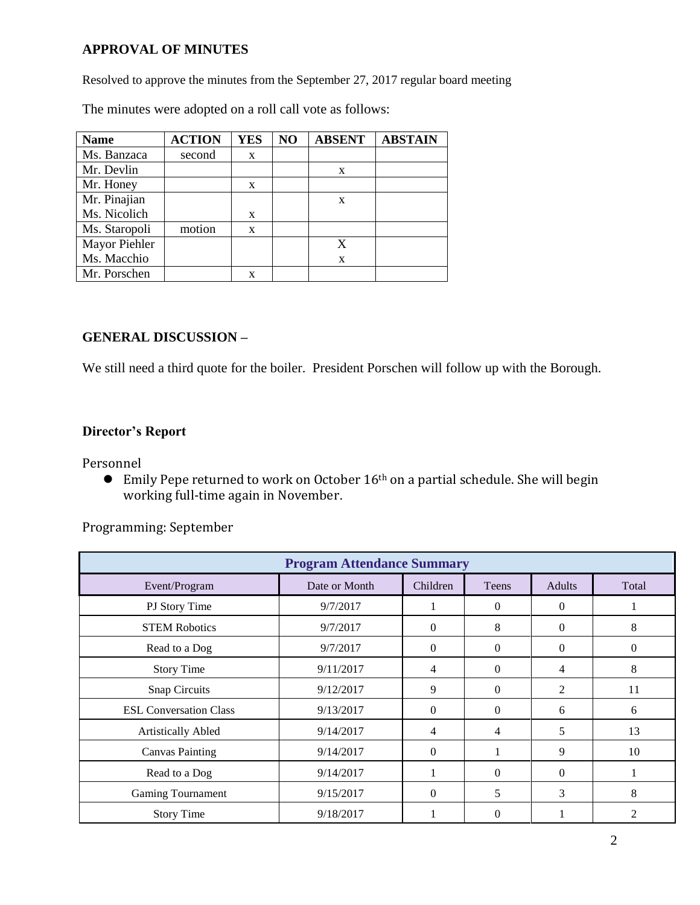**APPROVAL OF MINUTES**

Resolved to approve the minutes from the September 27, 2017 regular board meeting

The minutes were adopted on a roll call vote as follows:

| Name | ACTION | YES | NO | ABSENT | ABSTAIN |
|---|---|---|---|---|---|
| Ms. Banzaca | second | x | | | |
| Mr. Devlin | | | | x | |
| Mr. Honey | | x | | | |
| Mr. Pinajian | | | | x | |
| Ms. Nicolich | | x | | | |
| Ms. Staropoli | motion | x | | | |
| Mayor Piehler | | | | X | |
| Ms. Macchio | | | | x | |
| Mr. Porschen | | x | | | |

**GENERAL DISCUSSION –**

We still need a third quote for the boiler. President Porschen will follow up with the Borough.

**Director's Report**

Personnel

- Emily Pepe returned to work on October 16th on a partial schedule. She will begin working full-time again in November.

Programming: September

| Program Attendance Summary | | | | | |
|---|---|---|---|---|---|
| Event/Program | Date or Month | Children | Teens | Adults | Total |
| PJ Story Time | 9/7/2017 | 1 | 0 | 0 | 1 |
| STEM Robotics | 9/7/2017 | 0 | 8 | 0 | 8 |
| Read to a Dog | 9/7/2017 | 0 | 0 | 0 | 0 |
| Story Time | 9/11/2017 | 4 | 0 | 4 | 8 |
| Snap Circuits | 9/12/2017 | 9 | 0 | 2 | 11 |
| ESL Conversation Class | 9/13/2017 | 0 | 0 | 6 | 6 |
| Artistically Abled | 9/14/2017 | 4 | 4 | 5 | 13 |
| Canvas Painting | 9/14/2017 | 0 | 1 | 9 | 10 |
| Read to a Dog | 9/14/2017 | 1 | 0 | 0 | 1 |
| Gaming Tournament | 9/15/2017 | 0 | 5 | 3 | 8 |
| Story Time | 9/18/2017 | 1 | 0 | 1 | 2 |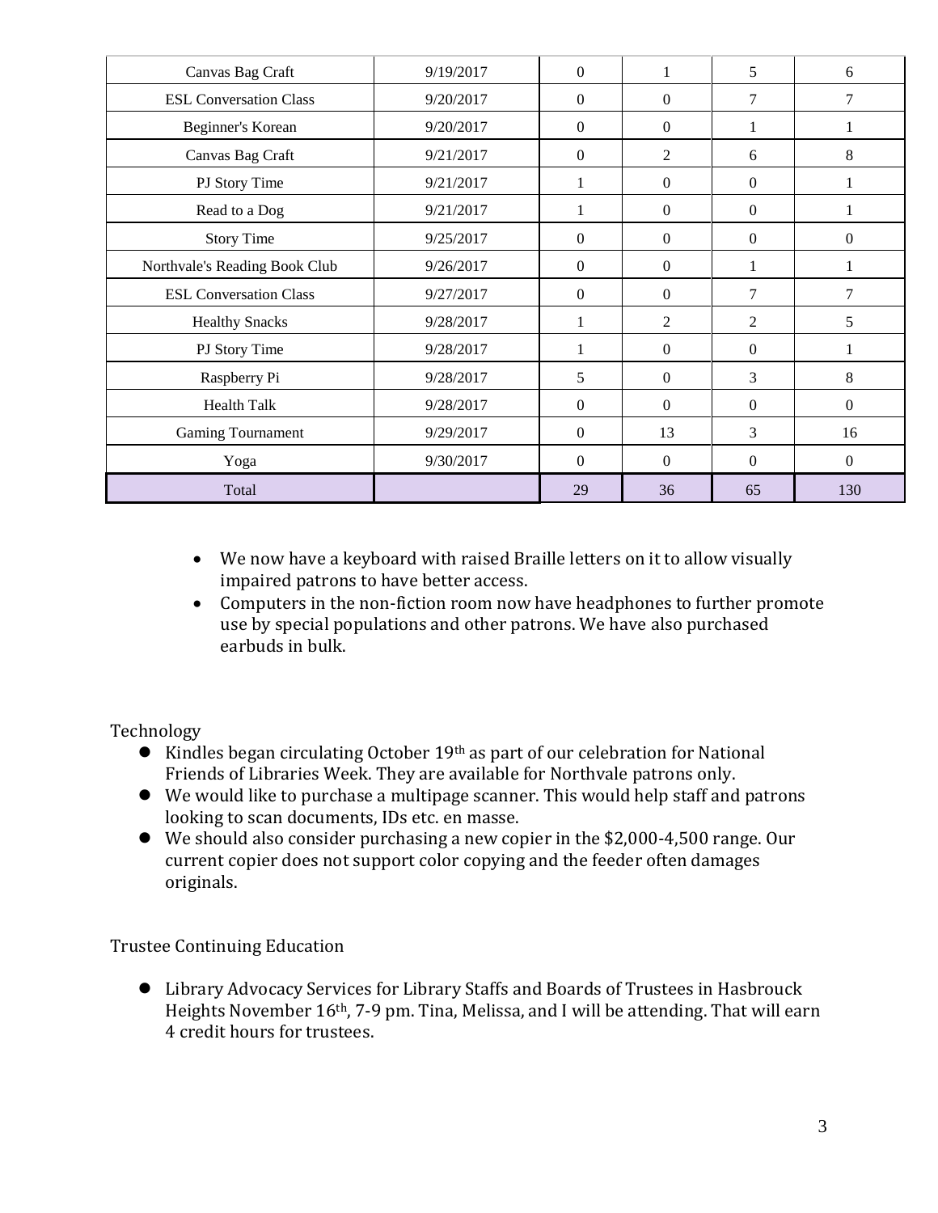| Canvas Bag Craft | 9/19/2017 | 0 | 1 | 5 | 6 |
|---|---|---|---|---|---|
| ESL Conversation Class | 9/20/2017 | 0 | 0 | 7 | 7 |
| Beginner's Korean | 9/20/2017 | 0 | 0 | 1 | 1 |
| Canvas Bag Craft | 9/21/2017 | 0 | 2 | 6 | 8 |
| PJ Story Time | 9/21/2017 | 1 | 0 | 0 | 1 |
| Read to a Dog | 9/21/2017 | 1 | 0 | 0 | 1 |
| Story Time | 9/25/2017 | 0 | 0 | 0 | 0 |
| Northvale's Reading Book Club | 9/26/2017 | 0 | 0 | 1 | 1 |
| ESL Conversation Class | 9/27/2017 | 0 | 0 | 7 | 7 |
| Healthy Snacks | 9/28/2017 | 1 | 2 | 2 | 5 |
| PJ Story Time | 9/28/2017 | 1 | 0 | 0 | 1 |
| Raspberry Pi | 9/28/2017 | 5 | 0 | 3 | 8 |
| Health Talk | 9/28/2017 | 0 | 0 | 0 | 0 |
| Gaming Tournament | 9/29/2017 | 0 | 13 | 3 | 16 |
| Yoga | 9/30/2017 | 0 | 0 | 0 | 0 |
| Total | | 29 | 36 | 65 | 130 |

- We now have a keyboard with raised Braille letters on it to allow visually impaired patrons to have better access.
- Computers in the non-fiction room now have headphones to further promote use by special populations and other patrons. We have also purchased earbuds in bulk.

Technology

- Kindles began circulating October 19th as part of our celebration for National Friends of Libraries Week. They are available for Northvale patrons only.
- We would like to purchase a multipage scanner. This would help staff and patrons looking to scan documents, IDs etc. en masse.
- We should also consider purchasing a new copier in the $2,000-4,500 range. Our current copier does not support color copying and the feeder often damages originals.

Trustee Continuing Education

- Library Advocacy Services for Library Staffs and Boards of Trustees in Hasbrouck Heights November 16th, 7-9 pm. Tina, Melissa, and I will be attending. That will earn 4 credit hours for trustees.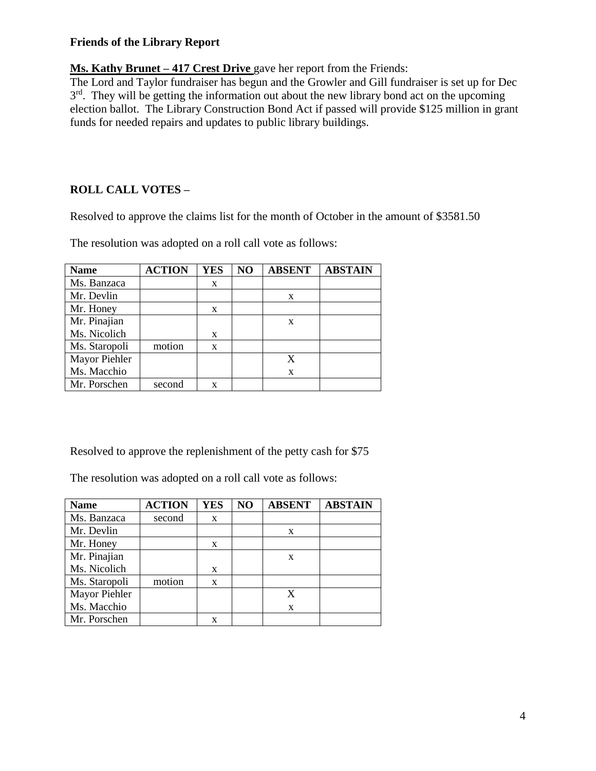**Friends of the Library Report**

**Ms. Kathy Brunet – 417 Crest Drive** gave her report from the Friends:
The Lord and Taylor fundraiser has begun and the Growler and Gill fundraiser is set up for Dec 3rd. They will be getting the information out about the new library bond act on the upcoming election ballot. The Library Construction Bond Act if passed will provide $125 million in grant funds for needed repairs and updates to public library buildings.

**ROLL CALL VOTES –**

Resolved to approve the claims list for the month of October in the amount of $3581.50

The resolution was adopted on a roll call vote as follows:

| Name | ACTION | YES | NO | ABSENT | ABSTAIN |
|---|---|---|---|---|---|
| Ms. Banzaca | | x | | | |
| Mr. Devlin | | | | x | |
| Mr. Honey | | x | | | |
| Mr. Pinajian | | | | x | |
| Ms. Nicolich | | x | | | |
| Ms. Staropoli | motion | x | | | |
| Mayor Piehler | | | | X | |
| Ms. Macchio | | | | x | |
| Mr. Porschen | second | x | | | |

Resolved to approve the replenishment of the petty cash for $75

The resolution was adopted on a roll call vote as follows:

| Name | ACTION | YES | NO | ABSENT | ABSTAIN |
|---|---|---|---|---|---|
| Ms. Banzaca | second | x | | | |
| Mr. Devlin | | | | x | |
| Mr. Honey | | x | | | |
| Mr. Pinajian | | | | x | |
| Ms. Nicolich | | x | | | |
| Ms. Staropoli | motion | x | | | |
| Mayor Piehler | | | | X | |
| Ms. Macchio | | | | x | |
| Mr. Porschen | | x | | | |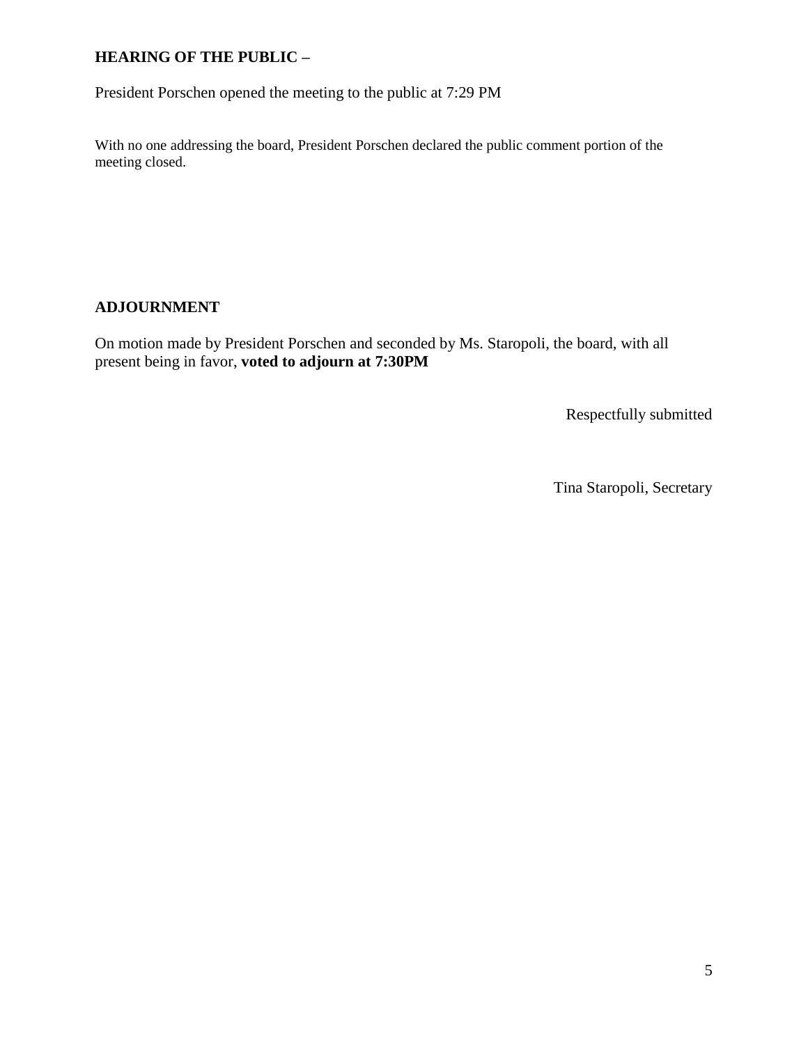**HEARING OF THE PUBLIC –**

President Porschen opened the meeting to the public at 7:29 PM

With no one addressing the board, President Porschen declared the public comment portion of the meeting closed.

**ADJOURNMENT**

On motion made by President Porschen and seconded by Ms. Staropoli, the board, with all present being in favor, **voted to adjourn at 7:30PM**

Respectfully submitted

Tina Staropoli, Secretary